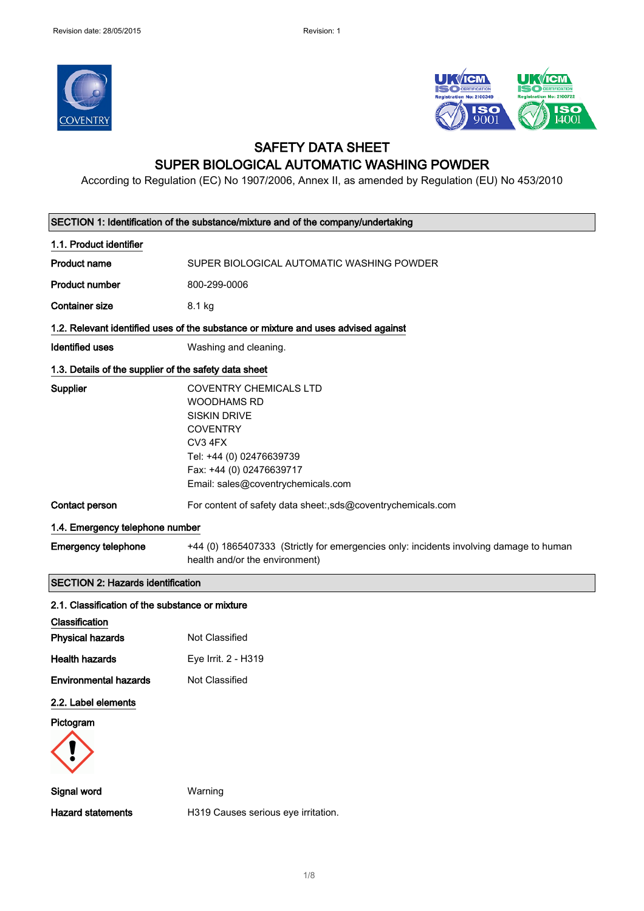Revision date: 28/05/2015 Revision: 1

# SAFETY DATA SHEET
# SUPER BIOLOGICAL AUTOMATIC WASHING POWDER

According to Regulation (EC) No 1907/2006, Annex II, as amended by Regulation (EU) No 453/2010

## SECTION 1: Identification of the substance/mixture and of the company/undertaking

### 1.1. Product identifier

| | |
|---|---|
| **Product name** | SUPER BIOLOGICAL AUTOMATIC WASHING POWDER |
| **Product number** | 800-299-0006 |
| **Container size** | 8.1 kg |

### 1.2. Relevant identified uses of the substance or mixture and uses advised against

| | |
|---|---|
| **Identified uses** | Washing and cleaning. |

### 1.3. Details of the supplier of the safety data sheet

| | |
|---|---|
| **Supplier** | COVENTRY CHEMICALS LTD<br>WOODHAMS RD<br>SISKIN DRIVE<br>COVENTRY<br>CV3 4FX<br>Tel: +44 (0) 02476639739<br>Fax: +44 (0) 02476639717<br>Email: sales@coventrychemicals.com |
| **Contact person** | For content of safety data sheet:,sds@coventrychemicals.com |

### 1.4. Emergency telephone number

| | |
|---|---|
| **Emergency telephone** | +44 (0) 1865407333 (Strictly for emergencies only: incidents involving damage to human health and/or the environment) |

## SECTION 2: Hazards identification

### 2.1. Classification of the substance or mixture

**Classification**

| | |
|---|---|
| **Physical hazards** | Not Classified |
| **Health hazards** | Eye Irrit. 2 - H319 |
| **Environmental hazards** | Not Classified |

### 2.2. Label elements

**Pictogram**

| | |
|---|---|
| **Signal word** | Warning |
| **Hazard statements** | H319 Causes serious eye irritation. |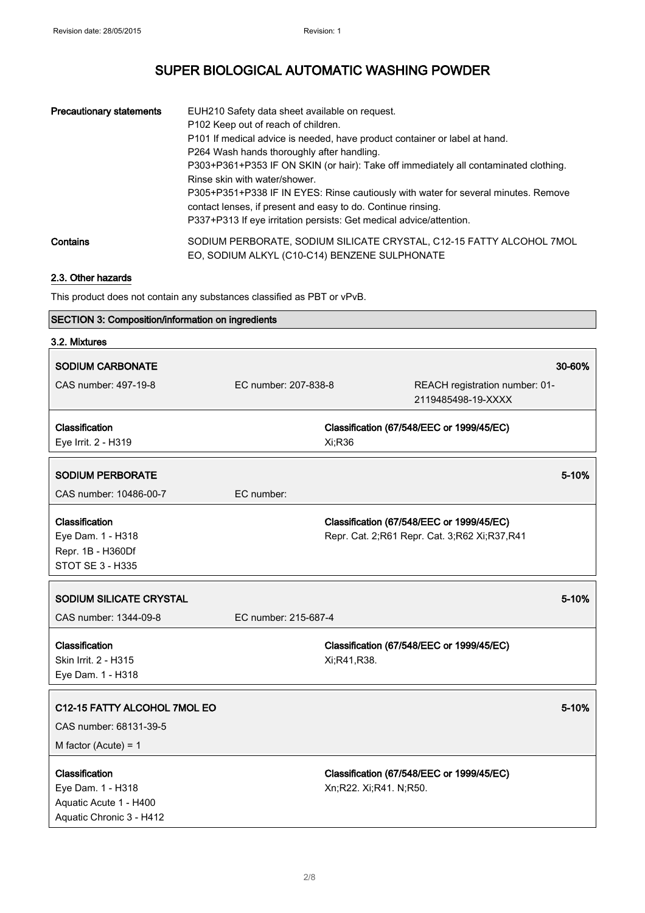| Precautionary statements | EUH210 Safety data sheet available on request.<br>P102 Keep out of reach of children.<br>P101 If medical advice is needed, have product container or label at hand.<br>P264 Wash hands thoroughly after handling.<br>P303+P361+P353 IF ON SKIN (or hair): Take off immediately all contaminated clothing. Rinse skin with water/shower.<br>P305+P351+P338 IF IN EYES: Rinse cautiously with water for several minutes. Remove contact lenses, if present and easy to do. Continue rinsing.<br>P337+P313 If eye irritation persists: Get medical advice/attention. |
|---|---|
| Contains | SODIUM PERBORATE, SODIUM SILICATE CRYSTAL, C12-15 FATTY ALCOHOL 7MOL EO, SODIUM ALKYL (C10-C14) BENZENE SULPHONATE |

### 2.3. Other hazards

This product does not contain any substances classified as PBT or vPvB.

## SECTION 3: Composition/information on ingredients

### 3.2. Mixtures

**SODIUM CARBONATE** 30-60%

CAS number: 497-19-8 | EC number: 207-838-8 | REACH registration number: 01-2119485498-19-XXXX

| Classification | Classification (67/548/EEC or 1999/45/EC) |
|---|---|
| Eye Irrit. 2 - H319 | Xi;R36 |

**SODIUM PERBORATE** 5-10%

CAS number: 10486-00-7 | EC number:

| Classification | Classification (67/548/EEC or 1999/45/EC) |
|---|---|
| Eye Dam. 1 - H318<br>Repr. 1B - H360Df<br>STOT SE 3 - H335 | Repr. Cat. 2;R61 Repr. Cat. 3;R62 Xi;R37,R41 |

**SODIUM SILICATE CRYSTAL** 5-10%

CAS number: 1344-09-8 | EC number: 215-687-4

| Classification | Classification (67/548/EEC or 1999/45/EC) |
|---|---|
| Skin Irrit. 2 - H315<br>Eye Dam. 1 - H318 | Xi;R41,R38. |

**C12-15 FATTY ALCOHOL 7MOL EO** 5-10%

CAS number: 68131-39-5

M factor (Acute) = 1

| Classification | Classification (67/548/EEC or 1999/45/EC) |
|---|---|
| Eye Dam. 1 - H318<br>Aquatic Acute 1 - H400<br>Aquatic Chronic 3 - H412 | Xn;R22. Xi;R41. N;R50. |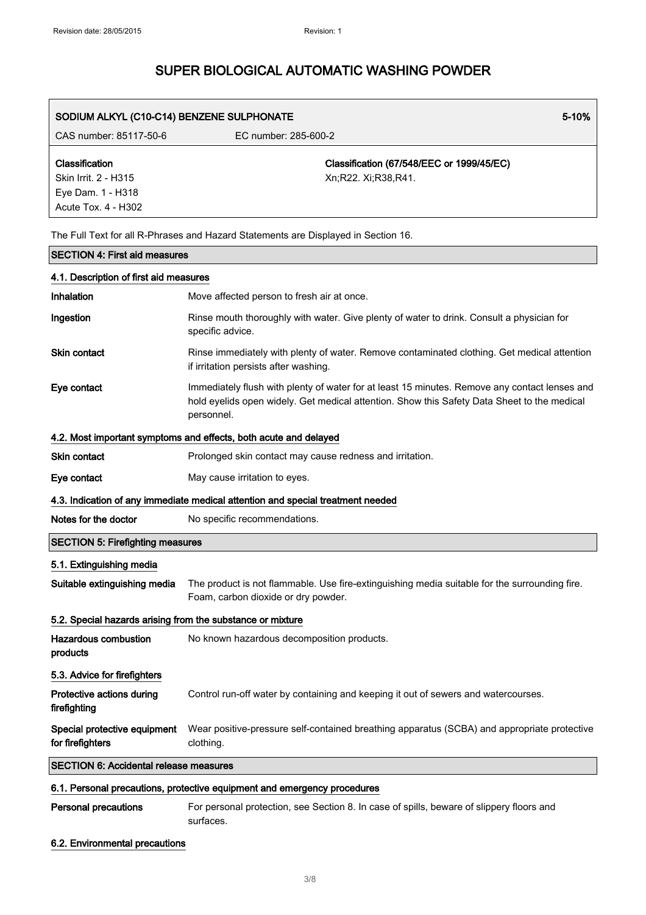| SODIUM ALKYL (C10-C14) BENZENE SULPHONATE | | 5-10% |
|---|---|---|
| CAS number: 85117-50-6 | EC number: 285-600-2 | |
| **Classification**<br>Skin Irrit. 2 - H315<br>Eye Dam. 1 - H318<br>Acute Tox. 4 - H302 | **Classification (67/548/EEC or 1999/45/EC)**<br>Xn;R22. Xi;R38,R41. | |

The Full Text for all R-Phrases and Hazard Statements are Displayed in Section 16.

## SECTION 4: First aid measures

### 4.1. Description of first aid measures

**Inhalation** Move affected person to fresh air at once.

**Ingestion** Rinse mouth thoroughly with water. Give plenty of water to drink. Consult a physician for specific advice.

**Skin contact** Rinse immediately with plenty of water. Remove contaminated clothing. Get medical attention if irritation persists after washing.

**Eye contact** Immediately flush with plenty of water for at least 15 minutes. Remove any contact lenses and hold eyelids open widely. Get medical attention. Show this Safety Data Sheet to the medical personnel.

### 4.2. Most important symptoms and effects, both acute and delayed

**Skin contact** Prolonged skin contact may cause redness and irritation.

**Eye contact** May cause irritation to eyes.

### 4.3. Indication of any immediate medical attention and special treatment needed

**Notes for the doctor** No specific recommendations.

## SECTION 5: Firefighting measures

### 5.1. Extinguishing media

**Suitable extinguishing media** The product is not flammable. Use fire-extinguishing media suitable for the surrounding fire. Foam, carbon dioxide or dry powder.

### 5.2. Special hazards arising from the substance or mixture

**Hazardous combustion products** No known hazardous decomposition products.

### 5.3. Advice for firefighters

**Protective actions during firefighting** Control run-off water by containing and keeping it out of sewers and watercourses.

**Special protective equipment for firefighters** Wear positive-pressure self-contained breathing apparatus (SCBA) and appropriate protective clothing.

## SECTION 6: Accidental release measures

### 6.1. Personal precautions, protective equipment and emergency procedures

**Personal precautions** For personal protection, see Section 8. In case of spills, beware of slippery floors and surfaces.

### 6.2. Environmental precautions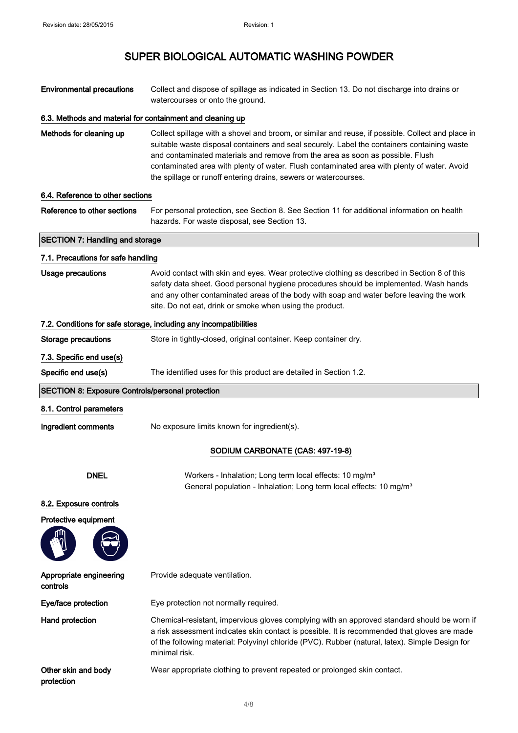| | |
|---|---|
| **Environmental precautions** | Collect and dispose of spillage as indicated in Section 13. Do not discharge into drains or watercourses or onto the ground. |

### 6.3. Methods and material for containment and cleaning up

| | |
|---|---|
| **Methods for cleaning up** | Collect spillage with a shovel and broom, or similar and reuse, if possible. Collect and place in suitable waste disposal containers and seal securely. Label the containers containing waste and contaminated materials and remove from the area as soon as possible. Flush contaminated area with plenty of water. Flush contaminated area with plenty of water. Avoid the spillage or runoff entering drains, sewers or watercourses. |

### 6.4. Reference to other sections

| | |
|---|---|
| **Reference to other sections** | For personal protection, see Section 8. See Section 11 for additional information on health hazards. For waste disposal, see Section 13. |

## SECTION 7: Handling and storage

### 7.1. Precautions for safe handling

| | |
|---|---|
| **Usage precautions** | Avoid contact with skin and eyes. Wear protective clothing as described in Section 8 of this safety data sheet. Good personal hygiene procedures should be implemented. Wash hands and any other contaminated areas of the body with soap and water before leaving the work site. Do not eat, drink or smoke when using the product. |

### 7.2. Conditions for safe storage, including any incompatibilities

| | |
|---|---|
| **Storage precautions** | Store in tightly-closed, original container. Keep container dry. |

### 7.3. Specific end use(s)

| | |
|---|---|
| **Specific end use(s)** | The identified uses for this product are detailed in Section 1.2. |

## SECTION 8: Exposure Controls/personal protection

### 8.1. Control parameters

| | |
|---|---|
| **Ingredient comments** | No exposure limits known for ingredient(s). |

**SODIUM CARBONATE (CAS: 497-19-8)**

| | |
|---|---|
| **DNEL** | Workers - Inhalation; Long term local effects: 10 mg/m³<br>General population - Inhalation; Long term local effects: 10 mg/m³ |

### 8.2. Exposure controls

**Protective equipment**

| | |
|---|---|
| **Appropriate engineering controls** | Provide adequate ventilation. |
| **Eye/face protection** | Eye protection not normally required. |
| **Hand protection** | Chemical-resistant, impervious gloves complying with an approved standard should be worn if a risk assessment indicates skin contact is possible. It is recommended that gloves are made of the following material: Polyvinyl chloride (PVC). Rubber (natural, latex). Simple Design for minimal risk. |
| **Other skin and body protection** | Wear appropriate clothing to prevent repeated or prolonged skin contact. |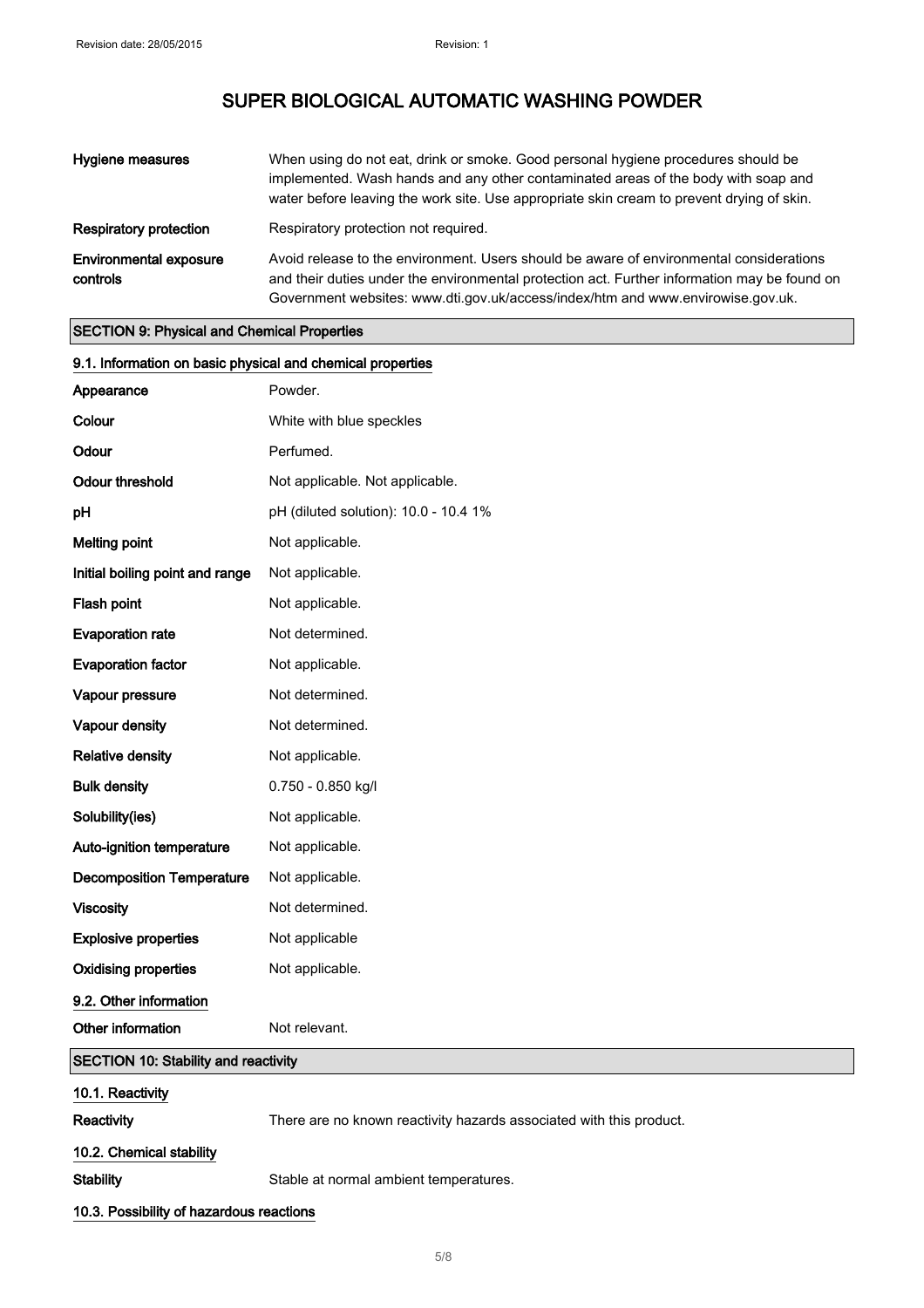# SUPER BIOLOGICAL AUTOMATIC WASHING POWDER

| | |
|---|---|
| **Hygiene measures** | When using do not eat, drink or smoke. Good personal hygiene procedures should be implemented. Wash hands and any other contaminated areas of the body with soap and water before leaving the work site. Use appropriate skin cream to prevent drying of skin. |
| **Respiratory protection** | Respiratory protection not required. |
| **Environmental exposure controls** | Avoid release to the environment. Users should be aware of environmental considerations and their duties under the environmental protection act. Further information may be found on Government websites: www.dti.gov.uk/access/index/htm and www.envirowise.gov.uk. |

## SECTION 9: Physical and Chemical Properties

### 9.1. Information on basic physical and chemical properties

| | |
|---|---|
| **Appearance** | Powder. |
| **Colour** | White with blue speckles |
| **Odour** | Perfumed. |
| **Odour threshold** | Not applicable. Not applicable. |
| **pH** | pH (diluted solution): 10.0 - 10.4 1% |
| **Melting point** | Not applicable. |
| **Initial boiling point and range** | Not applicable. |
| **Flash point** | Not applicable. |
| **Evaporation rate** | Not determined. |
| **Evaporation factor** | Not applicable. |
| **Vapour pressure** | Not determined. |
| **Vapour density** | Not determined. |
| **Relative density** | Not applicable. |
| **Bulk density** | 0.750 - 0.850 kg/l |
| **Solubility(ies)** | Not applicable. |
| **Auto-ignition temperature** | Not applicable. |
| **Decomposition Temperature** | Not applicable. |
| **Viscosity** | Not determined. |
| **Explosive properties** | Not applicable |
| **Oxidising properties** | Not applicable. |

### 9.2. Other information

| | |
|---|---|
| **Other information** | Not relevant. |

## SECTION 10: Stability and reactivity

### 10.1. Reactivity

| | |
|---|---|
| **Reactivity** | There are no known reactivity hazards associated with this product. |

### 10.2. Chemical stability

| | |
|---|---|
| **Stability** | Stable at normal ambient temperatures. |

### 10.3. Possibility of hazardous reactions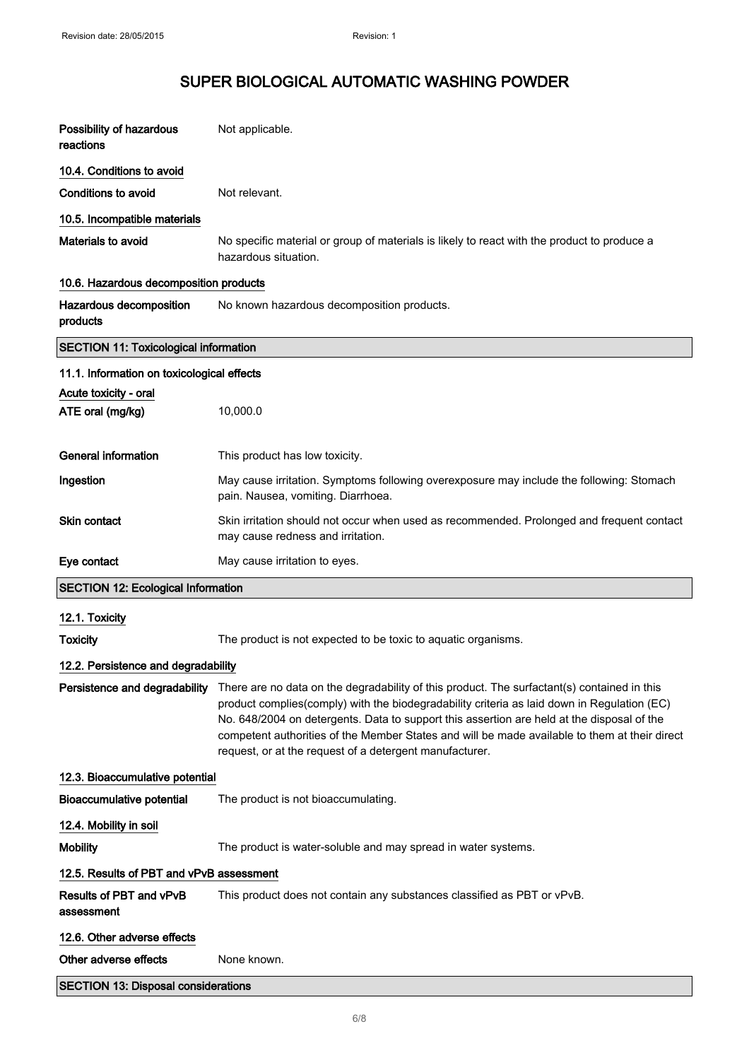| | |
|---|---|
| **Possibility of hazardous reactions** | Not applicable. |

**10.4. Conditions to avoid**

| | |
|---|---|
| **Conditions to avoid** | Not relevant. |

**10.5. Incompatible materials**

| | |
|---|---|
| **Materials to avoid** | No specific material or group of materials is likely to react with the product to produce a hazardous situation. |

**10.6. Hazardous decomposition products**

| | |
|---|---|
| **Hazardous decomposition products** | No known hazardous decomposition products. |

## SECTION 11: Toxicological information

**11.1. Information on toxicological effects**

**Acute toxicity - oral**

| | |
|---|---|
| **ATE oral (mg/kg)** | 10,000.0 |
| **General information** | This product has low toxicity. |
| **Ingestion** | May cause irritation. Symptoms following overexposure may include the following: Stomach pain. Nausea, vomiting. Diarrhoea. |
| **Skin contact** | Skin irritation should not occur when used as recommended. Prolonged and frequent contact may cause redness and irritation. |
| **Eye contact** | May cause irritation to eyes. |

## SECTION 12: Ecological Information

**12.1. Toxicity**

| | |
|---|---|
| **Toxicity** | The product is not expected to be toxic to aquatic organisms. |

**12.2. Persistence and degradability**

| | |
|---|---|
| **Persistence and degradability** | There are no data on the degradability of this product. The surfactant(s) contained in this product complies(comply) with the biodegradability criteria as laid down in Regulation (EC) No. 648/2004 on detergents. Data to support this assertion are held at the disposal of the competent authorities of the Member States and will be made available to them at their direct request, or at the request of a detergent manufacturer. |

**12.3. Bioaccumulative potential**

| | |
|---|---|
| **Bioaccumulative potential** | The product is not bioaccumulating. |

**12.4. Mobility in soil**

| | |
|---|---|
| **Mobility** | The product is water-soluble and may spread in water systems. |

**12.5. Results of PBT and vPvB assessment**

| | |
|---|---|
| **Results of PBT and vPvB assessment** | This product does not contain any substances classified as PBT or vPvB. |

**12.6. Other adverse effects**

| | |
|---|---|
| **Other adverse effects** | None known. |

## SECTION 13: Disposal considerations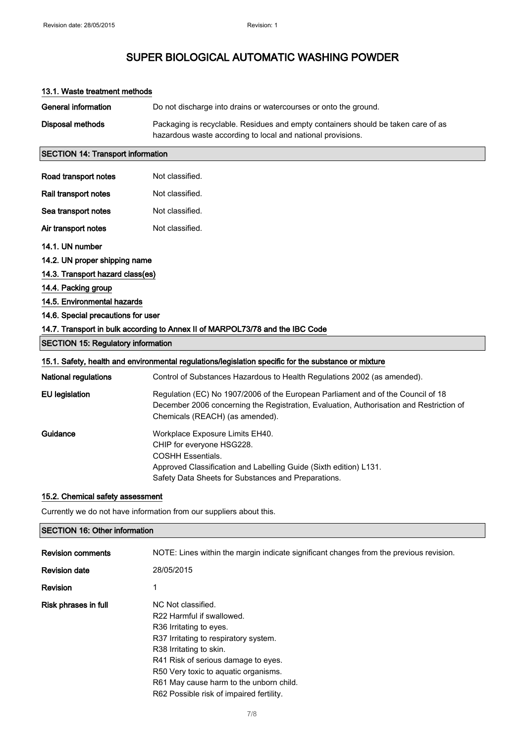### 13.1. Waste treatment methods

| | |
|---|---|
| **General information** | Do not discharge into drains or watercourses or onto the ground. |
| **Disposal methods** | Packaging is recyclable. Residues and empty containers should be taken care of as hazardous waste according to local and national provisions. |

## SECTION 14: Transport information

| | |
|---|---|
| **Road transport notes** | Not classified. |
| **Rail transport notes** | Not classified. |
| **Sea transport notes** | Not classified. |
| **Air transport notes** | Not classified. |

### 14.1. UN number

### 14.2. UN proper shipping name

### 14.3. Transport hazard class(es)

### 14.4. Packing group

### 14.5. Environmental hazards

### 14.6. Special precautions for user

### 14.7. Transport in bulk according to Annex II of MARPOL73/78 and the IBC Code

## SECTION 15: Regulatory information

### 15.1. Safety, health and environmental regulations/legislation specific for the substance or mixture

| | |
|---|---|
| **National regulations** | Control of Substances Hazardous to Health Regulations 2002 (as amended). |
| **EU legislation** | Regulation (EC) No 1907/2006 of the European Parliament and of the Council of 18 December 2006 concerning the Registration, Evaluation, Authorisation and Restriction of Chemicals (REACH) (as amended). |
| **Guidance** | Workplace Exposure Limits EH40.<br>CHIP for everyone HSG228.<br>COSHH Essentials.<br>Approved Classification and Labelling Guide (Sixth edition) L131.<br>Safety Data Sheets for Substances and Preparations. |

### 15.2. Chemical safety assessment

Currently we do not have information from our suppliers about this.

## SECTION 16: Other information

| | |
|---|---|
| **Revision comments** | NOTE: Lines within the margin indicate significant changes from the previous revision. |
| **Revision date** | 28/05/2015 |
| **Revision** | 1 |
| **Risk phrases in full** | NC Not classified.<br>R22 Harmful if swallowed.<br>R36 Irritating to eyes.<br>R37 Irritating to respiratory system.<br>R38 Irritating to skin.<br>R41 Risk of serious damage to eyes.<br>R50 Very toxic to aquatic organisms.<br>R61 May cause harm to the unborn child.<br>R62 Possible risk of impaired fertility. |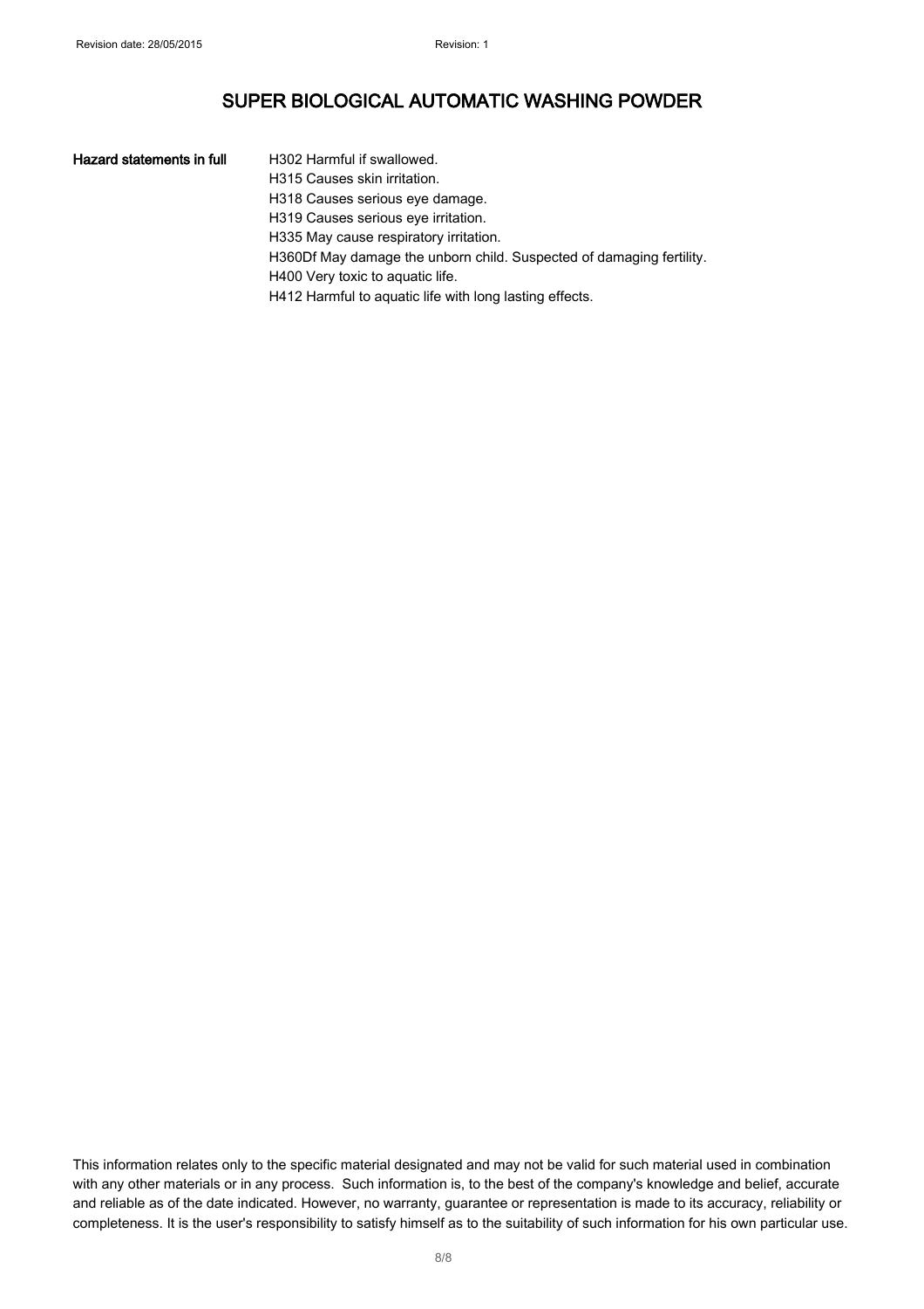**Hazard statements in full**

H302 Harmful if swallowed.
H315 Causes skin irritation.
H318 Causes serious eye damage.
H319 Causes serious eye irritation.
H335 May cause respiratory irritation.
H360Df May damage the unborn child. Suspected of damaging fertility.
H400 Very toxic to aquatic life.
H412 Harmful to aquatic life with long lasting effects.

This information relates only to the specific material designated and may not be valid for such material used in combination with any other materials or in any process. Such information is, to the best of the company's knowledge and belief, accurate and reliable as of the date indicated. However, no warranty, guarantee or representation is made to its accuracy, reliability or completeness. It is the user's responsibility to satisfy himself as to the suitability of such information for his own particular use.